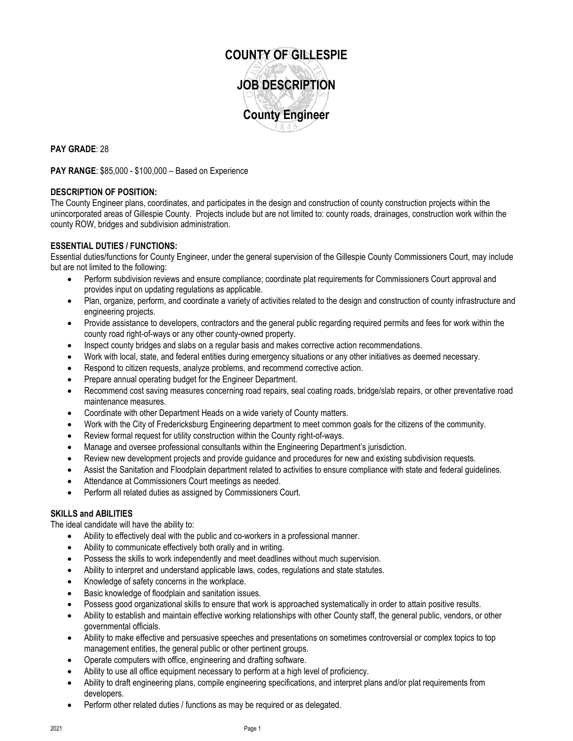# COUNTY OF GILLESPIE

# JOB DESCRIPTION

# County Engineer

**PAY GRADE**: 28

**PAY RANGE**: $85,000 - $100,000 – Based on Experience

**DESCRIPTION OF POSITION:**
The County Engineer plans, coordinates, and participates in the design and construction of county construction projects within the unincorporated areas of Gillespie County. Projects include but are not limited to: county roads, drainages, construction work within the county ROW, bridges and subdivision administration.

**ESSENTIAL DUTIES / FUNCTIONS:**
Essential duties/functions for County Engineer, under the general supervision of the Gillespie County Commissioners Court, may include but are not limited to the following:

- Perform subdivision reviews and ensure compliance; coordinate plat requirements for Commissioners Court approval and provides input on updating regulations as applicable.
- Plan, organize, perform, and coordinate a variety of activities related to the design and construction of county infrastructure and engineering projects.
- Provide assistance to developers, contractors and the general public regarding required permits and fees for work within the county road right-of-ways or any other county-owned property.
- Inspect county bridges and slabs on a regular basis and makes corrective action recommendations.
- Work with local, state, and federal entities during emergency situations or any other initiatives as deemed necessary.
- Respond to citizen requests, analyze problems, and recommend corrective action.
- Prepare annual operating budget for the Engineer Department.
- Recommend cost saving measures concerning road repairs, seal coating roads, bridge/slab repairs, or other preventative road maintenance measures.
- Coordinate with other Department Heads on a wide variety of County matters.
- Work with the City of Fredericksburg Engineering department to meet common goals for the citizens of the community.
- Review formal request for utility construction within the County right-of-ways.
- Manage and oversee professional consultants within the Engineering Department's jurisdiction.
- Review new development projects and provide guidance and procedures for new and existing subdivision requests.
- Assist the Sanitation and Floodplain department related to activities to ensure compliance with state and federal guidelines.
- Attendance at Commissioners Court meetings as needed.
- Perform all related duties as assigned by Commissioners Court.

**SKILLS and ABILITIES**
The ideal candidate will have the ability to:

- Ability to effectively deal with the public and co-workers in a professional manner.
- Ability to communicate effectively both orally and in writing.
- Possess the skills to work independently and meet deadlines without much supervision.
- Ability to interpret and understand applicable laws, codes, regulations and state statutes.
- Knowledge of safety concerns in the workplace.
- Basic knowledge of floodplain and sanitation issues.
- Possess good organizational skills to ensure that work is approached systematically in order to attain positive results.
- Ability to establish and maintain effective working relationships with other County staff, the general public, vendors, or other governmental officials.
- Ability to make effective and persuasive speeches and presentations on sometimes controversial or complex topics to top management entities, the general public or other pertinent groups.
- Operate computers with office, engineering and drafting software.
- Ability to use all office equipment necessary to perform at a high level of proficiency.
- Ability to draft engineering plans, compile engineering specifications, and interpret plans and/or plat requirements from developers.
- Perform other related duties / functions as may be required or as delegated.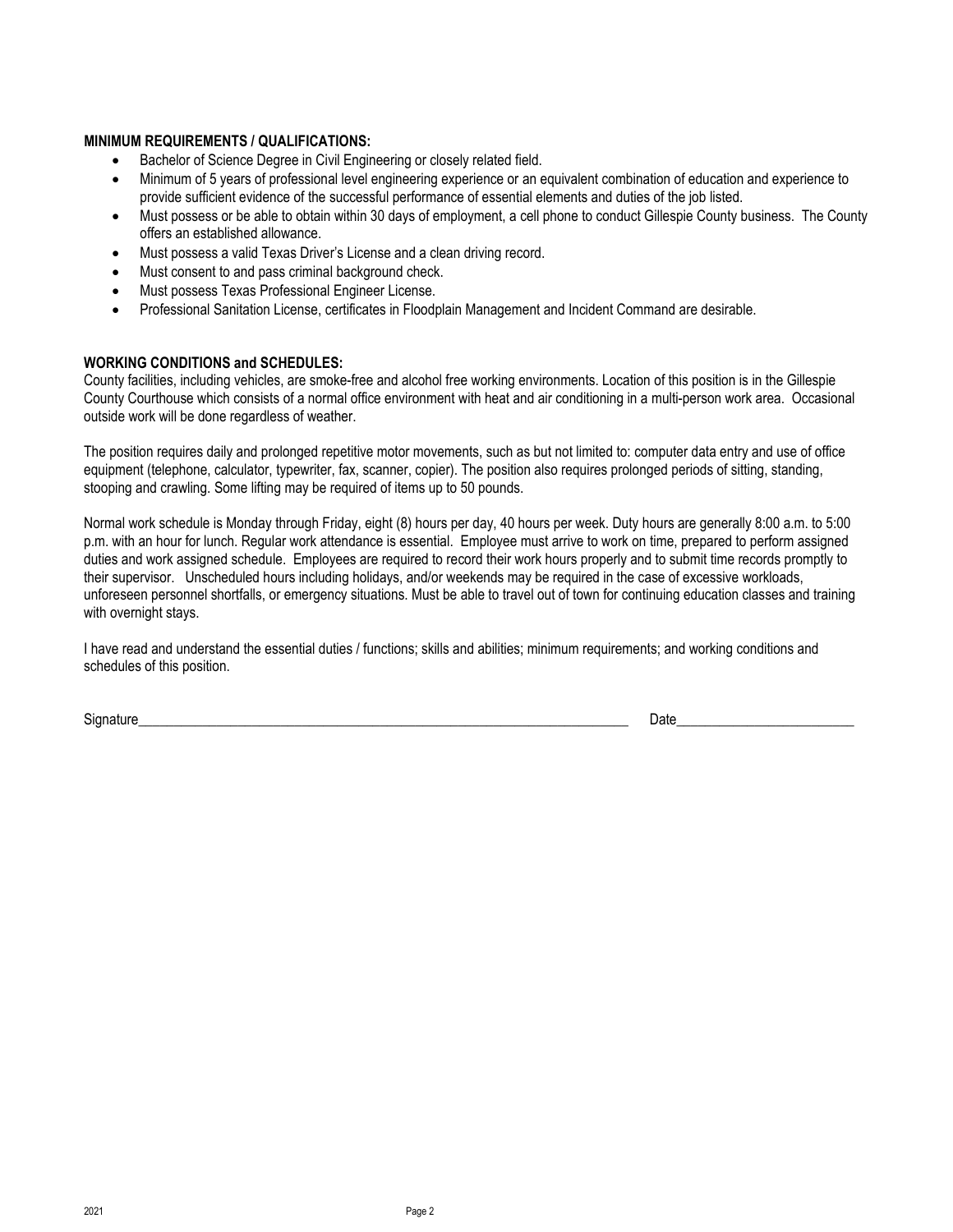**MINIMUM REQUIREMENTS / QUALIFICATIONS:**

- Bachelor of Science Degree in Civil Engineering or closely related field.
- Minimum of 5 years of professional level engineering experience or an equivalent combination of education and experience to provide sufficient evidence of the successful performance of essential elements and duties of the job listed.
- Must possess or be able to obtain within 30 days of employment, a cell phone to conduct Gillespie County business. The County offers an established allowance.
- Must possess a valid Texas Driver's License and a clean driving record.
- Must consent to and pass criminal background check.
- Must possess Texas Professional Engineer License.
- Professional Sanitation License, certificates in Floodplain Management and Incident Command are desirable.

**WORKING CONDITIONS and SCHEDULES:**

County facilities, including vehicles, are smoke-free and alcohol free working environments. Location of this position is in the Gillespie County Courthouse which consists of a normal office environment with heat and air conditioning in a multi-person work area. Occasional outside work will be done regardless of weather.

The position requires daily and prolonged repetitive motor movements, such as but not limited to: computer data entry and use of office equipment (telephone, calculator, typewriter, fax, scanner, copier). The position also requires prolonged periods of sitting, standing, stooping and crawling. Some lifting may be required of items up to 50 pounds.

Normal work schedule is Monday through Friday, eight (8) hours per day, 40 hours per week. Duty hours are generally 8:00 a.m. to 5:00 p.m. with an hour for lunch. Regular work attendance is essential. Employee must arrive to work on time, prepared to perform assigned duties and work assigned schedule. Employees are required to record their work hours properly and to submit time records promptly to their supervisor. Unscheduled hours including holidays, and/or weekends may be required in the case of excessive workloads, unforeseen personnel shortfalls, or emergency situations. Must be able to travel out of town for continuing education classes and training with overnight stays.

I have read and understand the essential duties / functions; skills and abilities; minimum requirements; and working conditions and schedules of this position.

Signature\_\_\_\_\_\_\_\_\_\_\_\_\_\_\_\_\_\_\_\_\_\_\_\_\_\_\_\_\_\_\_\_\_\_\_\_\_\_\_\_\_\_\_\_\_\_\_\_\_\_\_\_\_\_\_\_\_\_\_\_ Date\_\_\_\_\_\_\_\_\_\_\_\_\_\_\_\_\_\_\_\_\_\_\_\_\_

2021